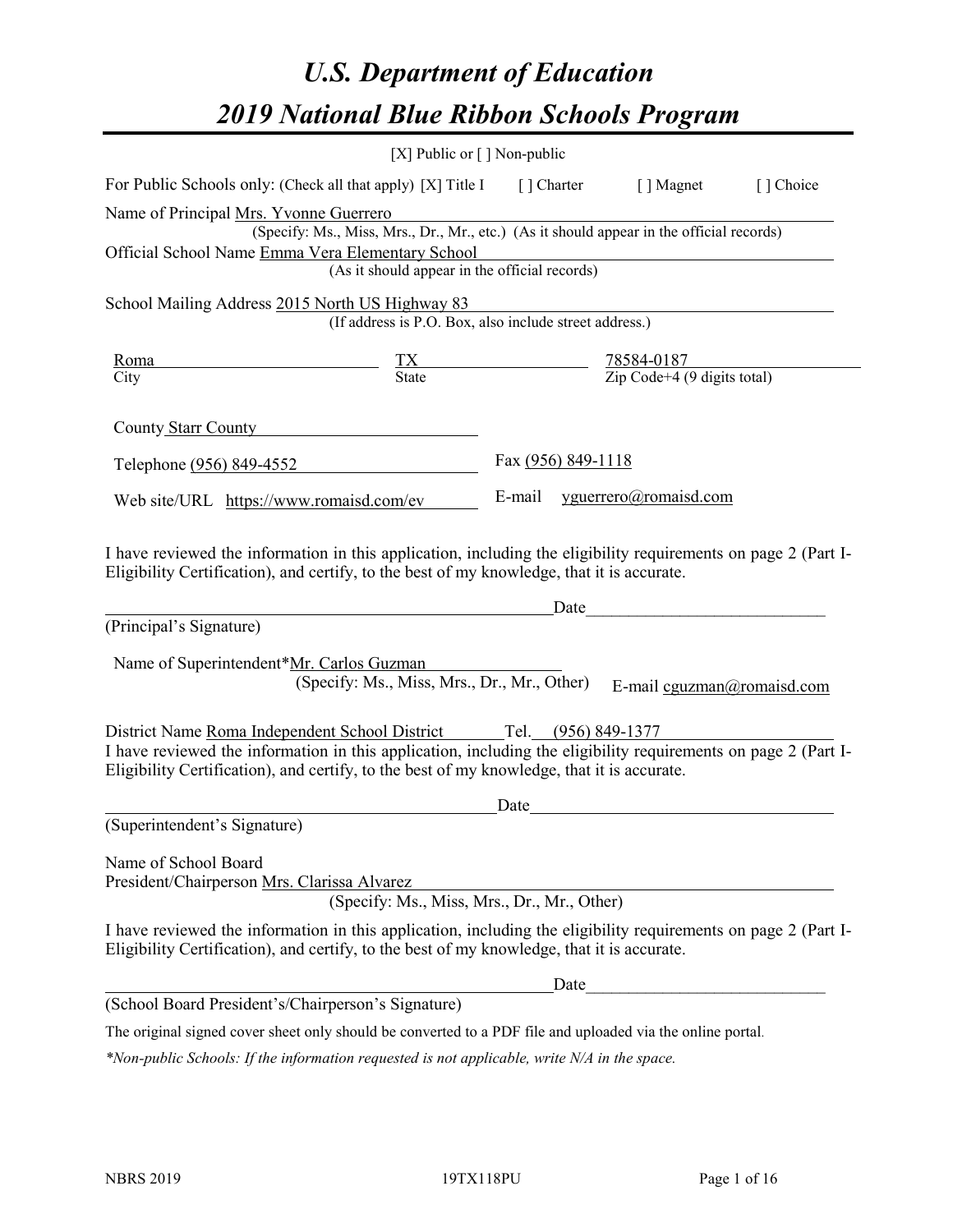# U.S. Department of Education

# 2019 National Blue Ribbon Schools Program

[X] Public or [ ] Non-public

For Public Schools only: (Check all that apply) [X] Title I [ ] Charter [ ] Magnet [ ] Choice

Name of Principal Mrs. Yvonne Guerrero
(Specify: Ms., Miss, Mrs., Dr., Mr., etc.) (As it should appear in the official records)

Official School Name Emma Vera Elementary School
(As it should appear in the official records)

School Mailing Address 2015 North US Highway 83
(If address is P.O. Box, also include street address.)

| Roma | TX | 78584-0187 |
|---|---|---|
| City | State | Zip Code+4 (9 digits total) |

County Starr County

Telephone (956) 849-4552 Fax (956) 849-1118

Web site/URL https://www.romaisd.com/ev E-mail yguerrero@romaisd.com

I have reviewed the information in this application, including the eligibility requirements on page 2 (Part I-Eligibility Certification), and certify, to the best of my knowledge, that it is accurate.

_________________________________________ Date_______________________
(Principal's Signature)

Name of Superintendent*Mr. Carlos Guzman
(Specify: Ms., Miss, Mrs., Dr., Mr., Other) E-mail cguzman@romaisd.com

District Name Roma Independent School District Tel. (956) 849-1377

I have reviewed the information in this application, including the eligibility requirements on page 2 (Part I-Eligibility Certification), and certify, to the best of my knowledge, that it is accurate.

_________________________________________ Date_______________________
(Superintendent's Signature)

Name of School Board
President/Chairperson Mrs. Clarissa Alvarez
(Specify: Ms., Miss, Mrs., Dr., Mr., Other)

I have reviewed the information in this application, including the eligibility requirements on page 2 (Part I-Eligibility Certification), and certify, to the best of my knowledge, that it is accurate.

_________________________________________ Date_______________________
(School Board President's/Chairperson's Signature)

The original signed cover sheet only should be converted to a PDF file and uploaded via the online portal.

*\*Non-public Schools: If the information requested is not applicable, write N/A in the space.*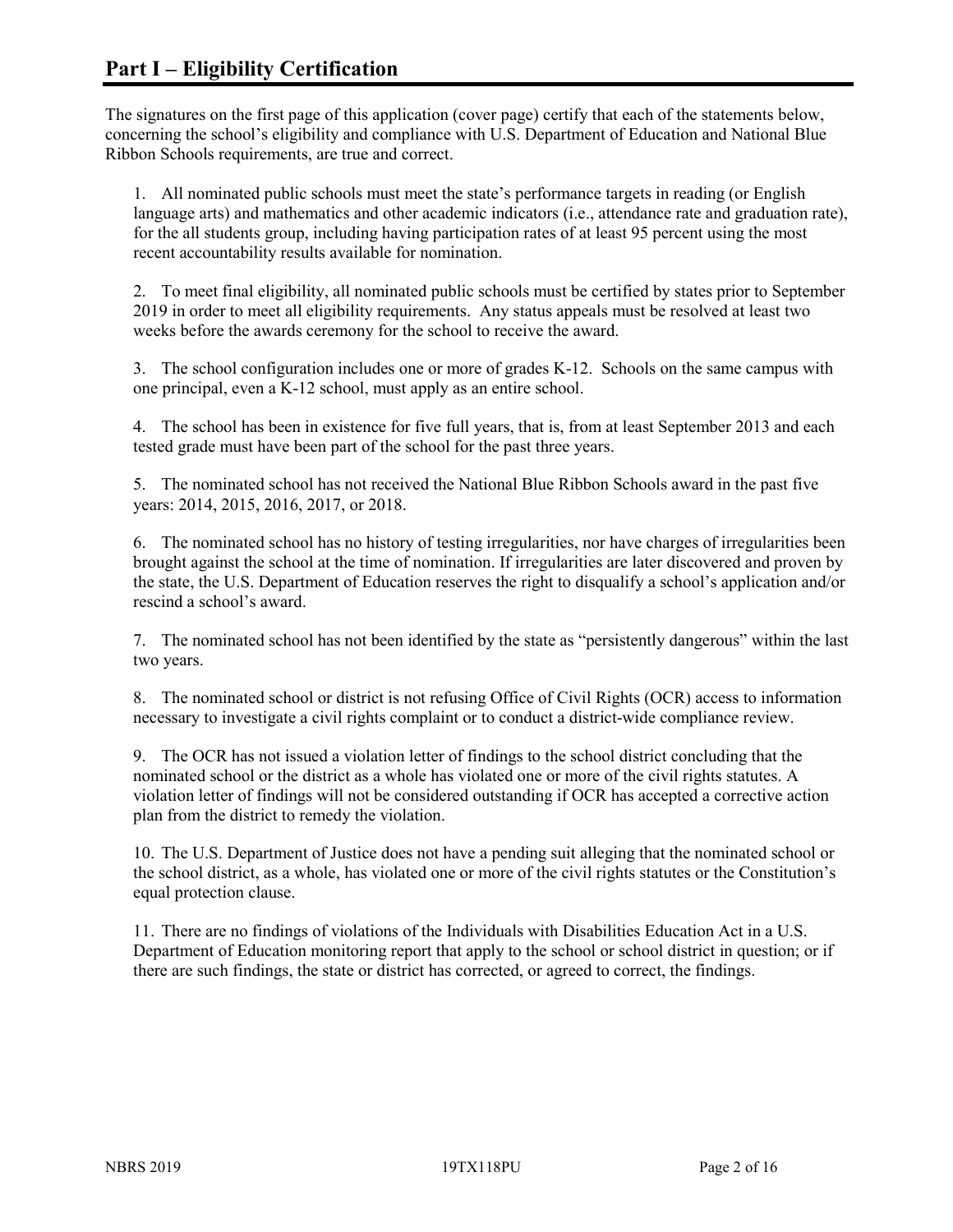## Part I – Eligibility Certification

The signatures on the first page of this application (cover page) certify that each of the statements below, concerning the school's eligibility and compliance with U.S. Department of Education and National Blue Ribbon Schools requirements, are true and correct.

1. All nominated public schools must meet the state's performance targets in reading (or English language arts) and mathematics and other academic indicators (i.e., attendance rate and graduation rate), for the all students group, including having participation rates of at least 95 percent using the most recent accountability results available for nomination.

2. To meet final eligibility, all nominated public schools must be certified by states prior to September 2019 in order to meet all eligibility requirements. Any status appeals must be resolved at least two weeks before the awards ceremony for the school to receive the award.

3. The school configuration includes one or more of grades K-12. Schools on the same campus with one principal, even a K-12 school, must apply as an entire school.

4. The school has been in existence for five full years, that is, from at least September 2013 and each tested grade must have been part of the school for the past three years.

5. The nominated school has not received the National Blue Ribbon Schools award in the past five years: 2014, 2015, 2016, 2017, or 2018.

6. The nominated school has no history of testing irregularities, nor have charges of irregularities been brought against the school at the time of nomination. If irregularities are later discovered and proven by the state, the U.S. Department of Education reserves the right to disqualify a school's application and/or rescind a school's award.

7. The nominated school has not been identified by the state as "persistently dangerous" within the last two years.

8. The nominated school or district is not refusing Office of Civil Rights (OCR) access to information necessary to investigate a civil rights complaint or to conduct a district-wide compliance review.

9. The OCR has not issued a violation letter of findings to the school district concluding that the nominated school or the district as a whole has violated one or more of the civil rights statutes. A violation letter of findings will not be considered outstanding if OCR has accepted a corrective action plan from the district to remedy the violation.

10. The U.S. Department of Justice does not have a pending suit alleging that the nominated school or the school district, as a whole, has violated one or more of the civil rights statutes or the Constitution's equal protection clause.

11. There are no findings of violations of the Individuals with Disabilities Education Act in a U.S. Department of Education monitoring report that apply to the school or school district in question; or if there are such findings, the state or district has corrected, or agreed to correct, the findings.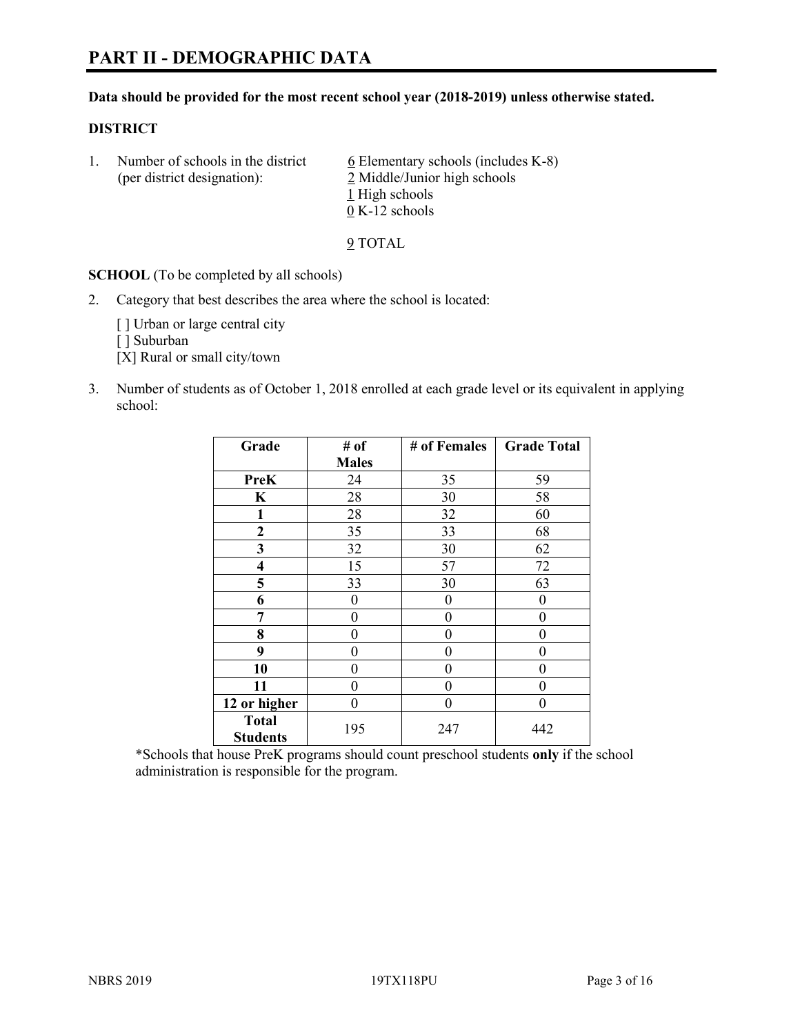# PART II - DEMOGRAPHIC DATA

**Data should be provided for the most recent school year (2018-2019) unless otherwise stated.**

**DISTRICT**

1. Number of schools in the district (per district designation):

   6 Elementary schools (includes K-8)
   2 Middle/Junior high schools
   1 High schools
   0 K-12 schools

   9 TOTAL

**SCHOOL** (To be completed by all schools)

2. Category that best describes the area where the school is located:

   [ ] Urban or large central city
   [ ] Suburban
   [X] Rural or small city/town

3. Number of students as of October 1, 2018 enrolled at each grade level or its equivalent in applying school:

| Grade | # of Males | # of Females | Grade Total |
|---|---|---|---|
| **PreK** | 24 | 35 | 59 |
| **K** | 28 | 30 | 58 |
| **1** | 28 | 32 | 60 |
| **2** | 35 | 33 | 68 |
| **3** | 32 | 30 | 62 |
| **4** | 15 | 57 | 72 |
| **5** | 33 | 30 | 63 |
| **6** | 0 | 0 | 0 |
| **7** | 0 | 0 | 0 |
| **8** | 0 | 0 | 0 |
| **9** | 0 | 0 | 0 |
| **10** | 0 | 0 | 0 |
| **11** | 0 | 0 | 0 |
| **12 or higher** | 0 | 0 | 0 |
| **Total Students** | 195 | 247 | 442 |

*Schools that house PreK programs should count preschool students **only** if the school administration is responsible for the program.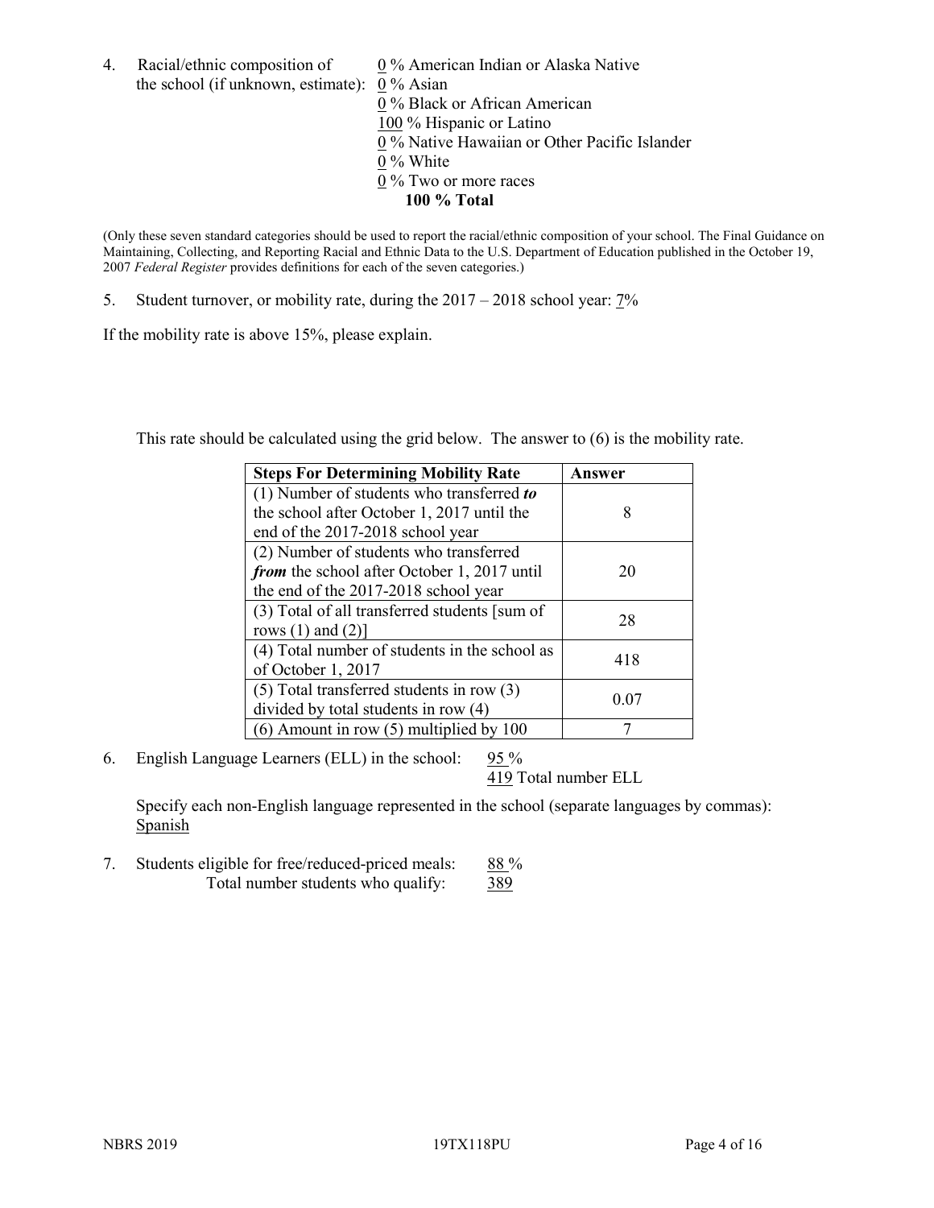4. Racial/ethnic composition of the school (if unknown, estimate):
   0 % American Indian or Alaska Native
   0 % Asian
   0 % Black or African American
   100 % Hispanic or Latino
   0 % Native Hawaiian or Other Pacific Islander
   0 % White
   0 % Two or more races
   **100 % Total**

(Only these seven standard categories should be used to report the racial/ethnic composition of your school. The Final Guidance on Maintaining, Collecting, and Reporting Racial and Ethnic Data to the U.S. Department of Education published in the October 19, 2007 *Federal Register* provides definitions for each of the seven categories.)

5. Student turnover, or mobility rate, during the 2017 – 2018 school year: 7%

If the mobility rate is above 15%, please explain.

This rate should be calculated using the grid below. The answer to (6) is the mobility rate.

| **Steps For Determining Mobility Rate** | **Answer** |
|---|---|
| (1) Number of students who transferred ***to*** the school after October 1, 2017 until the end of the 2017-2018 school year | 8 |
| (2) Number of students who transferred ***from*** the school after October 1, 2017 until the end of the 2017-2018 school year | 20 |
| (3) Total of all transferred students [sum of rows (1) and (2)] | 28 |
| (4) Total number of students in the school as of October 1, 2017 | 418 |
| (5) Total transferred students in row (3) divided by total students in row (4) | 0.07 |
| (6) Amount in row (5) multiplied by 100 | 7 |

6. English Language Learners (ELL) in the school: 95 %
   419 Total number ELL

   Specify each non-English language represented in the school (separate languages by commas): Spanish

7. Students eligible for free/reduced-priced meals: 88 %
   Total number students who qualify: 389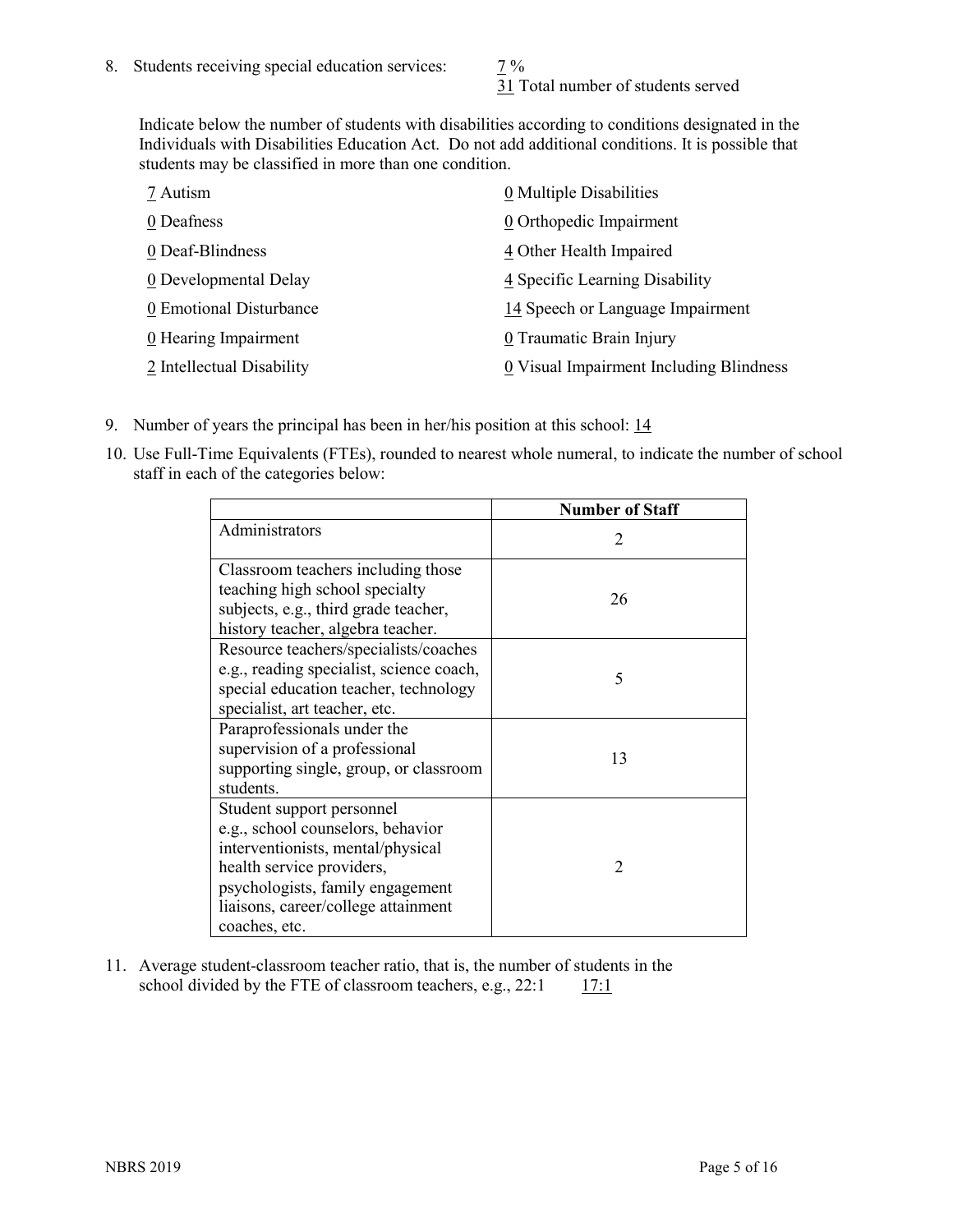8. Students receiving special education services: 7 %
   31 Total number of students served

   Indicate below the number of students with disabilities according to conditions designated in the Individuals with Disabilities Education Act. Do not add additional conditions. It is possible that students may be classified in more than one condition.

   7 Autism
   0 Deafness
   0 Deaf-Blindness
   0 Developmental Delay
   0 Emotional Disturbance
   0 Hearing Impairment
   2 Intellectual Disability
   0 Multiple Disabilities
   0 Orthopedic Impairment
   4 Other Health Impaired
   4 Specific Learning Disability
   14 Speech or Language Impairment
   0 Traumatic Brain Injury
   0 Visual Impairment Including Blindness

9. Number of years the principal has been in her/his position at this school: 14

10. Use Full-Time Equivalents (FTEs), rounded to nearest whole numeral, to indicate the number of school staff in each of the categories below:

| | Number of Staff |
|---|---|
| Administrators | 2 |
| Classroom teachers including those teaching high school specialty subjects, e.g., third grade teacher, history teacher, algebra teacher. | 26 |
| Resource teachers/specialists/coaches e.g., reading specialist, science coach, special education teacher, technology specialist, art teacher, etc. | 5 |
| Paraprofessionals under the supervision of a professional supporting single, group, or classroom students. | 13 |
| Student support personnel e.g., school counselors, behavior interventionists, mental/physical health service providers, psychologists, family engagement liaisons, career/college attainment coaches, etc. | 2 |

11. Average student-classroom teacher ratio, that is, the number of students in the school divided by the FTE of classroom teachers, e.g., 22:1 17:1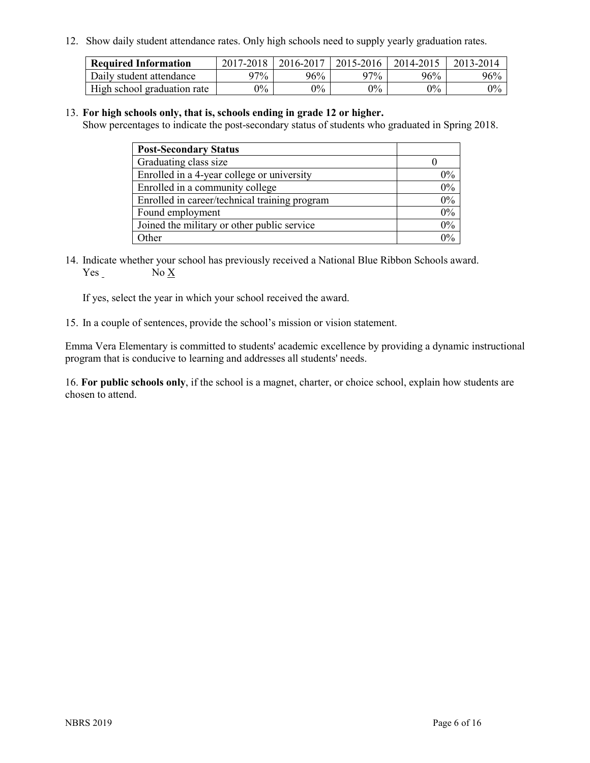12. Show daily student attendance rates. Only high schools need to supply yearly graduation rates.

| **Required Information** | 2017-2018 | 2016-2017 | 2015-2016 | 2014-2015 | 2013-2014 |
| --- | --- | --- | --- | --- | --- |
| Daily student attendance | 97% | 96% | 97% | 96% | 96% |
| High school graduation rate | 0% | 0% | 0% | 0% | 0% |

13. **For high schools only, that is, schools ending in grade 12 or higher.**
    Show percentages to indicate the post-secondary status of students who graduated in Spring 2018.

| **Post-Secondary Status** | |
| --- | --- |
| Graduating class size | 0 |
| Enrolled in a 4-year college or university | 0% |
| Enrolled in a community college | 0% |
| Enrolled in career/technical training program | 0% |
| Found employment | 0% |
| Joined the military or other public service | 0% |
| Other | 0% |

14. Indicate whether your school has previously received a National Blue Ribbon Schools award.
    Yes _ No X

    If yes, select the year in which your school received the award.

15. In a couple of sentences, provide the school's mission or vision statement.

Emma Vera Elementary is committed to students' academic excellence by providing a dynamic instructional program that is conducive to learning and addresses all students' needs.

16. **For public schools only**, if the school is a magnet, charter, or choice school, explain how students are chosen to attend.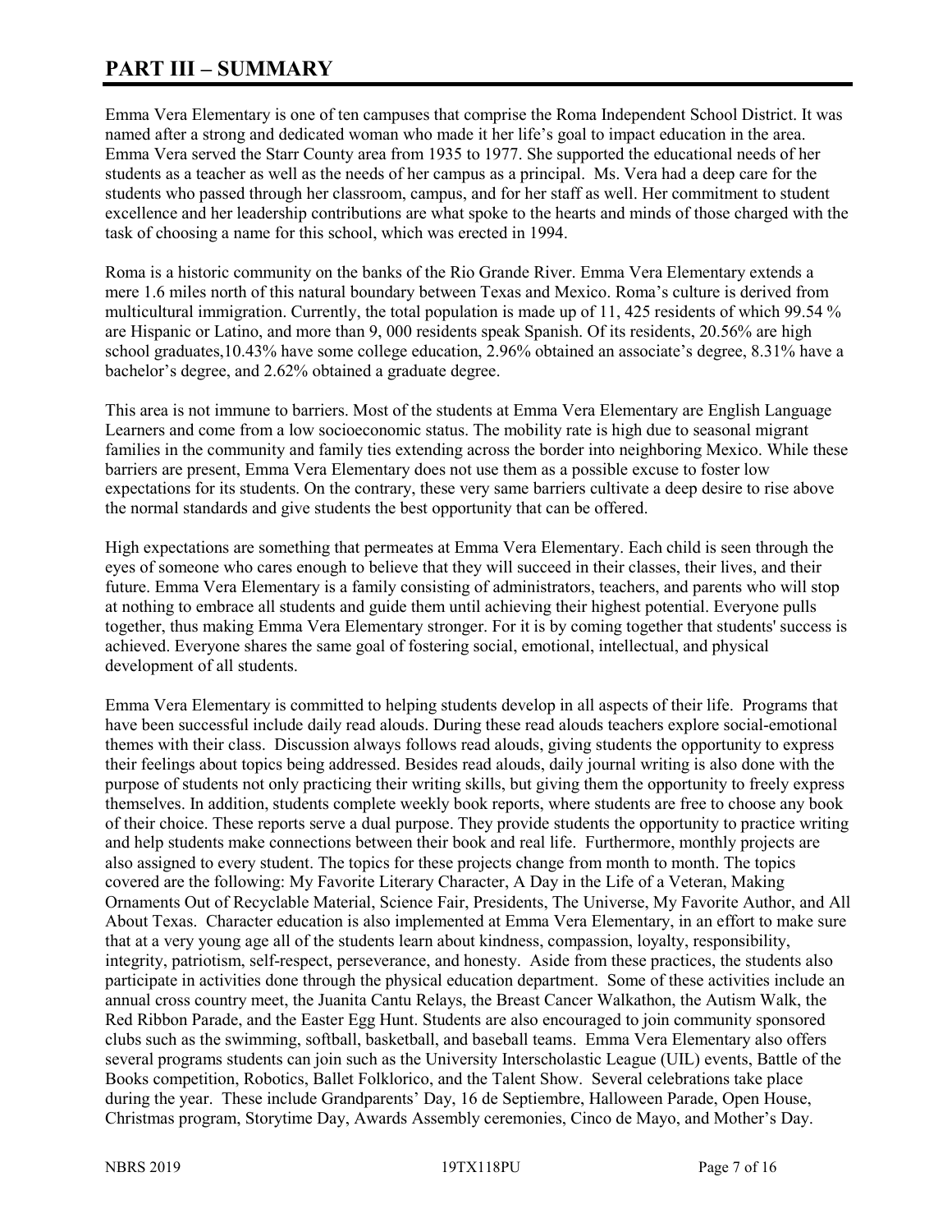# PART III – SUMMARY

Emma Vera Elementary is one of ten campuses that comprise the Roma Independent School District. It was named after a strong and dedicated woman who made it her life's goal to impact education in the area. Emma Vera served the Starr County area from 1935 to 1977. She supported the educational needs of her students as a teacher as well as the needs of her campus as a principal. Ms. Vera had a deep care for the students who passed through her classroom, campus, and for her staff as well. Her commitment to student excellence and her leadership contributions are what spoke to the hearts and minds of those charged with the task of choosing a name for this school, which was erected in 1994.

Roma is a historic community on the banks of the Rio Grande River. Emma Vera Elementary extends a mere 1.6 miles north of this natural boundary between Texas and Mexico. Roma's culture is derived from multicultural immigration. Currently, the total population is made up of 11, 425 residents of which 99.54 % are Hispanic or Latino, and more than 9, 000 residents speak Spanish. Of its residents, 20.56% are high school graduates,10.43% have some college education, 2.96% obtained an associate's degree, 8.31% have a bachelor's degree, and 2.62% obtained a graduate degree.

This area is not immune to barriers. Most of the students at Emma Vera Elementary are English Language Learners and come from a low socioeconomic status. The mobility rate is high due to seasonal migrant families in the community and family ties extending across the border into neighboring Mexico. While these barriers are present, Emma Vera Elementary does not use them as a possible excuse to foster low expectations for its students. On the contrary, these very same barriers cultivate a deep desire to rise above the normal standards and give students the best opportunity that can be offered.

High expectations are something that permeates at Emma Vera Elementary. Each child is seen through the eyes of someone who cares enough to believe that they will succeed in their classes, their lives, and their future. Emma Vera Elementary is a family consisting of administrators, teachers, and parents who will stop at nothing to embrace all students and guide them until achieving their highest potential. Everyone pulls together, thus making Emma Vera Elementary stronger. For it is by coming together that students' success is achieved. Everyone shares the same goal of fostering social, emotional, intellectual, and physical development of all students.

Emma Vera Elementary is committed to helping students develop in all aspects of their life. Programs that have been successful include daily read alouds. During these read alouds teachers explore social-emotional themes with their class. Discussion always follows read alouds, giving students the opportunity to express their feelings about topics being addressed. Besides read alouds, daily journal writing is also done with the purpose of students not only practicing their writing skills, but giving them the opportunity to freely express themselves. In addition, students complete weekly book reports, where students are free to choose any book of their choice. These reports serve a dual purpose. They provide students the opportunity to practice writing and help students make connections between their book and real life. Furthermore, monthly projects are also assigned to every student. The topics for these projects change from month to month. The topics covered are the following: My Favorite Literary Character, A Day in the Life of a Veteran, Making Ornaments Out of Recyclable Material, Science Fair, Presidents, The Universe, My Favorite Author, and All About Texas. Character education is also implemented at Emma Vera Elementary, in an effort to make sure that at a very young age all of the students learn about kindness, compassion, loyalty, responsibility, integrity, patriotism, self-respect, perseverance, and honesty. Aside from these practices, the students also participate in activities done through the physical education department. Some of these activities include an annual cross country meet, the Juanita Cantu Relays, the Breast Cancer Walkathon, the Autism Walk, the Red Ribbon Parade, and the Easter Egg Hunt. Students are also encouraged to join community sponsored clubs such as the swimming, softball, basketball, and baseball teams. Emma Vera Elementary also offers several programs students can join such as the University Interscholastic League (UIL) events, Battle of the Books competition, Robotics, Ballet Folklorico, and the Talent Show. Several celebrations take place during the year. These include Grandparents' Day, 16 de Septiembre, Halloween Parade, Open House, Christmas program, Storytime Day, Awards Assembly ceremonies, Cinco de Mayo, and Mother's Day.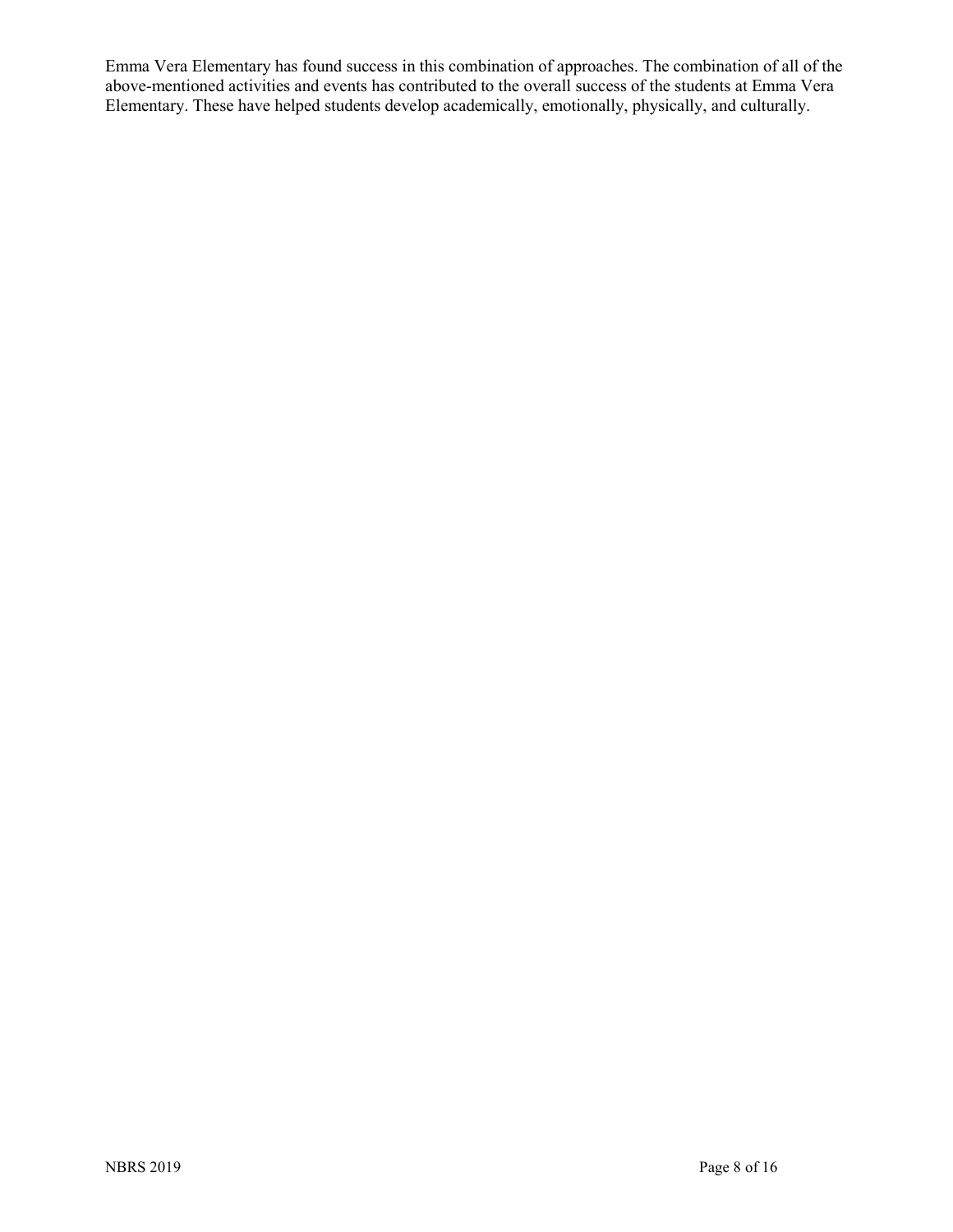Emma Vera Elementary has found success in this combination of approaches. The combination of all of the above-mentioned activities and events has contributed to the overall success of the students at Emma Vera Elementary. These have helped students develop academically, emotionally, physically, and culturally.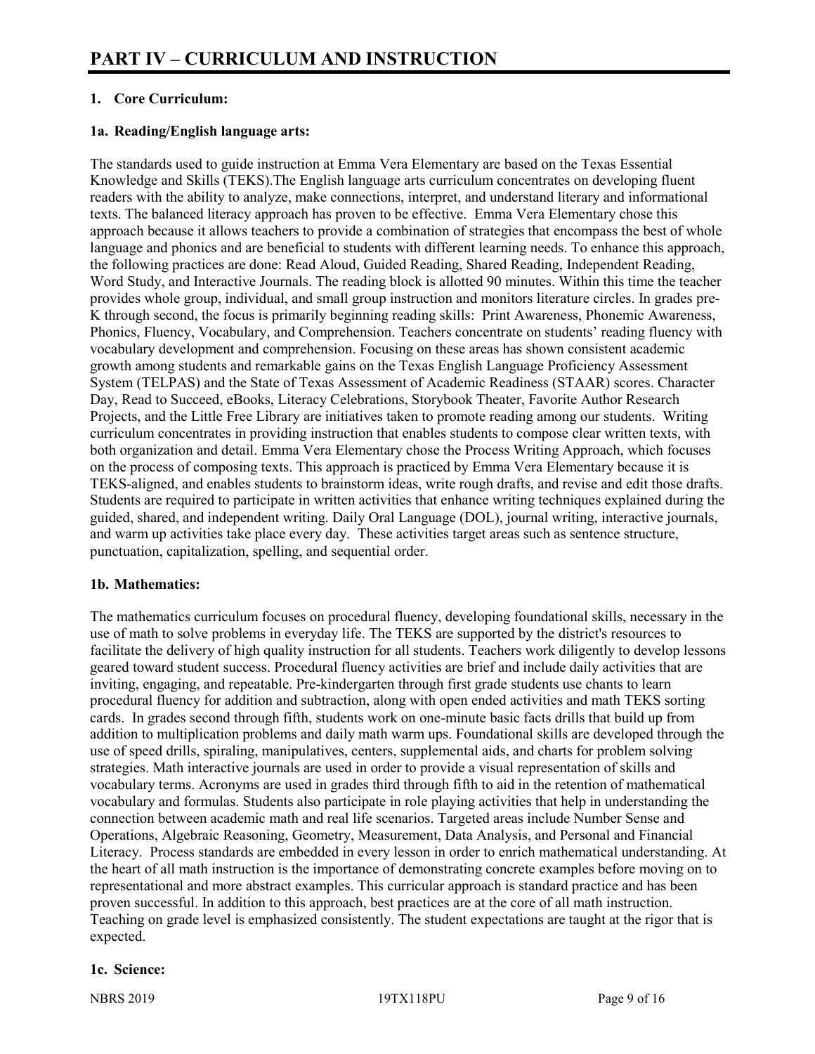# PART IV – CURRICULUM AND INSTRUCTION

## 1. Core Curriculum:

### 1a. Reading/English language arts:

The standards used to guide instruction at Emma Vera Elementary are based on the Texas Essential Knowledge and Skills (TEKS).The English language arts curriculum concentrates on developing fluent readers with the ability to analyze, make connections, interpret, and understand literary and informational texts. The balanced literacy approach has proven to be effective. Emma Vera Elementary chose this approach because it allows teachers to provide a combination of strategies that encompass the best of whole language and phonics and are beneficial to students with different learning needs. To enhance this approach, the following practices are done: Read Aloud, Guided Reading, Shared Reading, Independent Reading, Word Study, and Interactive Journals. The reading block is allotted 90 minutes. Within this time the teacher provides whole group, individual, and small group instruction and monitors literature circles. In grades pre-K through second, the focus is primarily beginning reading skills: Print Awareness, Phonemic Awareness, Phonics, Fluency, Vocabulary, and Comprehension. Teachers concentrate on students' reading fluency with vocabulary development and comprehension. Focusing on these areas has shown consistent academic growth among students and remarkable gains on the Texas English Language Proficiency Assessment System (TELPAS) and the State of Texas Assessment of Academic Readiness (STAAR) scores. Character Day, Read to Succeed, eBooks, Literacy Celebrations, Storybook Theater, Favorite Author Research Projects, and the Little Free Library are initiatives taken to promote reading among our students. Writing curriculum concentrates in providing instruction that enables students to compose clear written texts, with both organization and detail. Emma Vera Elementary chose the Process Writing Approach, which focuses on the process of composing texts. This approach is practiced by Emma Vera Elementary because it is TEKS-aligned, and enables students to brainstorm ideas, write rough drafts, and revise and edit those drafts. Students are required to participate in written activities that enhance writing techniques explained during the guided, shared, and independent writing. Daily Oral Language (DOL), journal writing, interactive journals, and warm up activities take place every day. These activities target areas such as sentence structure, punctuation, capitalization, spelling, and sequential order.

### 1b. Mathematics:

The mathematics curriculum focuses on procedural fluency, developing foundational skills, necessary in the use of math to solve problems in everyday life. The TEKS are supported by the district's resources to facilitate the delivery of high quality instruction for all students. Teachers work diligently to develop lessons geared toward student success. Procedural fluency activities are brief and include daily activities that are inviting, engaging, and repeatable. Pre-kindergarten through first grade students use chants to learn procedural fluency for addition and subtraction, along with open ended activities and math TEKS sorting cards. In grades second through fifth, students work on one-minute basic facts drills that build up from addition to multiplication problems and daily math warm ups. Foundational skills are developed through the use of speed drills, spiraling, manipulatives, centers, supplemental aids, and charts for problem solving strategies. Math interactive journals are used in order to provide a visual representation of skills and vocabulary terms. Acronyms are used in grades third through fifth to aid in the retention of mathematical vocabulary and formulas. Students also participate in role playing activities that help in understanding the connection between academic math and real life scenarios. Targeted areas include Number Sense and Operations, Algebraic Reasoning, Geometry, Measurement, Data Analysis, and Personal and Financial Literacy. Process standards are embedded in every lesson in order to enrich mathematical understanding. At the heart of all math instruction is the importance of demonstrating concrete examples before moving on to representational and more abstract examples. This curricular approach is standard practice and has been proven successful. In addition to this approach, best practices are at the core of all math instruction. Teaching on grade level is emphasized consistently. The student expectations are taught at the rigor that is expected.

### 1c. Science: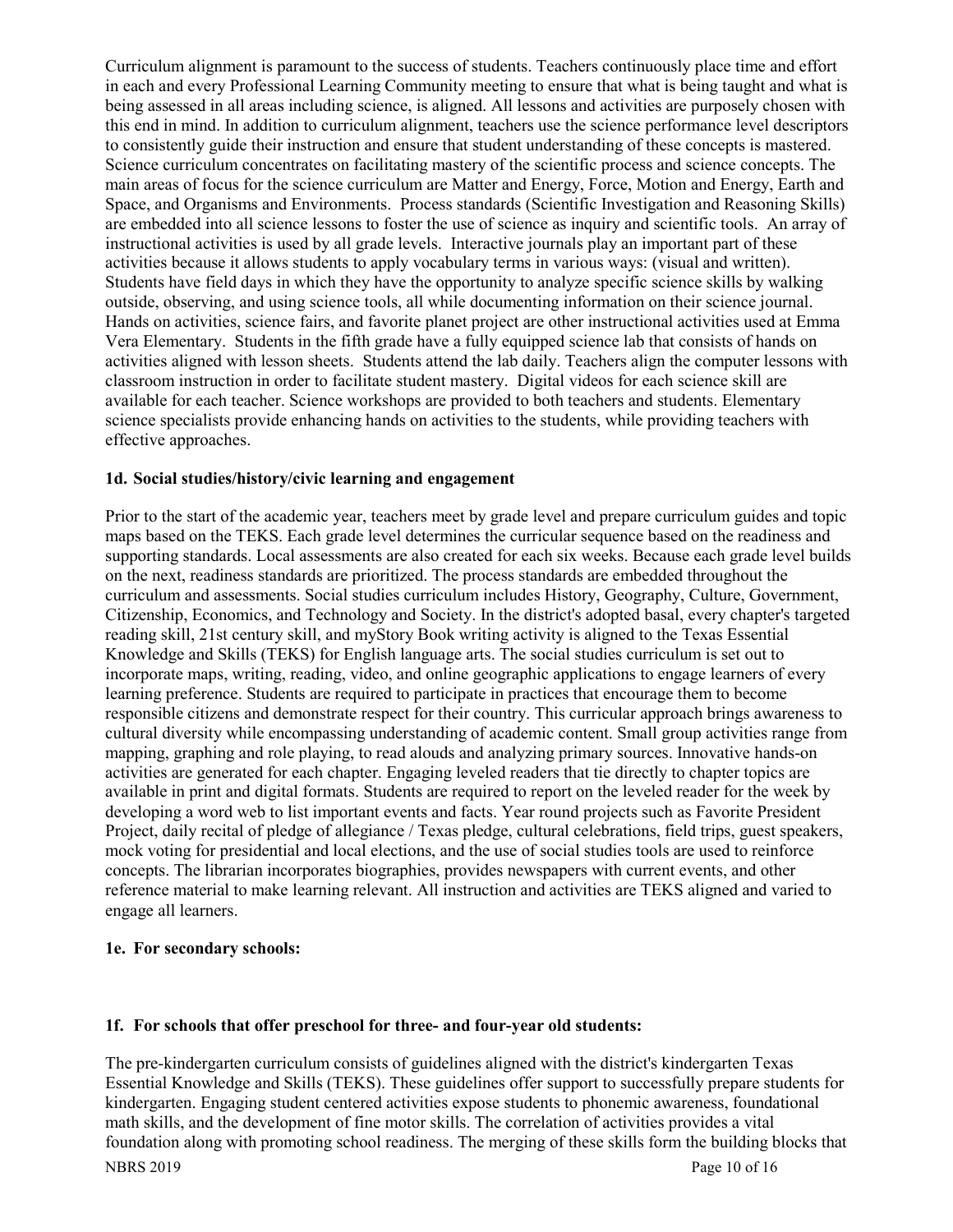Curriculum alignment is paramount to the success of students. Teachers continuously place time and effort in each and every Professional Learning Community meeting to ensure that what is being taught and what is being assessed in all areas including science, is aligned. All lessons and activities are purposely chosen with this end in mind. In addition to curriculum alignment, teachers use the science performance level descriptors to consistently guide their instruction and ensure that student understanding of these concepts is mastered. Science curriculum concentrates on facilitating mastery of the scientific process and science concepts. The main areas of focus for the science curriculum are Matter and Energy, Force, Motion and Energy, Earth and Space, and Organisms and Environments. Process standards (Scientific Investigation and Reasoning Skills) are embedded into all science lessons to foster the use of science as inquiry and scientific tools. An array of instructional activities is used by all grade levels. Interactive journals play an important part of these activities because it allows students to apply vocabulary terms in various ways: (visual and written). Students have field days in which they have the opportunity to analyze specific science skills by walking outside, observing, and using science tools, all while documenting information on their science journal. Hands on activities, science fairs, and favorite planet project are other instructional activities used at Emma Vera Elementary. Students in the fifth grade have a fully equipped science lab that consists of hands on activities aligned with lesson sheets. Students attend the lab daily. Teachers align the computer lessons with classroom instruction in order to facilitate student mastery. Digital videos for each science skill are available for each teacher. Science workshops are provided to both teachers and students. Elementary science specialists provide enhancing hands on activities to the students, while providing teachers with effective approaches.

**1d. Social studies/history/civic learning and engagement**

Prior to the start of the academic year, teachers meet by grade level and prepare curriculum guides and topic maps based on the TEKS. Each grade level determines the curricular sequence based on the readiness and supporting standards. Local assessments are also created for each six weeks. Because each grade level builds on the next, readiness standards are prioritized. The process standards are embedded throughout the curriculum and assessments. Social studies curriculum includes History, Geography, Culture, Government, Citizenship, Economics, and Technology and Society. In the district's adopted basal, every chapter's targeted reading skill, 21st century skill, and myStory Book writing activity is aligned to the Texas Essential Knowledge and Skills (TEKS) for English language arts. The social studies curriculum is set out to incorporate maps, writing, reading, video, and online geographic applications to engage learners of every learning preference. Students are required to participate in practices that encourage them to become responsible citizens and demonstrate respect for their country. This curricular approach brings awareness to cultural diversity while encompassing understanding of academic content. Small group activities range from mapping, graphing and role playing, to read alouds and analyzing primary sources. Innovative hands-on activities are generated for each chapter. Engaging leveled readers that tie directly to chapter topics are available in print and digital formats. Students are required to report on the leveled reader for the week by developing a word web to list important events and facts. Year round projects such as Favorite President Project, daily recital of pledge of allegiance / Texas pledge, cultural celebrations, field trips, guest speakers, mock voting for presidential and local elections, and the use of social studies tools are used to reinforce concepts. The librarian incorporates biographies, provides newspapers with current events, and other reference material to make learning relevant. All instruction and activities are TEKS aligned and varied to engage all learners.

**1e. For secondary schools:**

**1f. For schools that offer preschool for three- and four-year old students:**

The pre-kindergarten curriculum consists of guidelines aligned with the district's kindergarten Texas Essential Knowledge and Skills (TEKS). These guidelines offer support to successfully prepare students for kindergarten. Engaging student centered activities expose students to phonemic awareness, foundational math skills, and the development of fine motor skills. The correlation of activities provides a vital foundation along with promoting school readiness. The merging of these skills form the building blocks that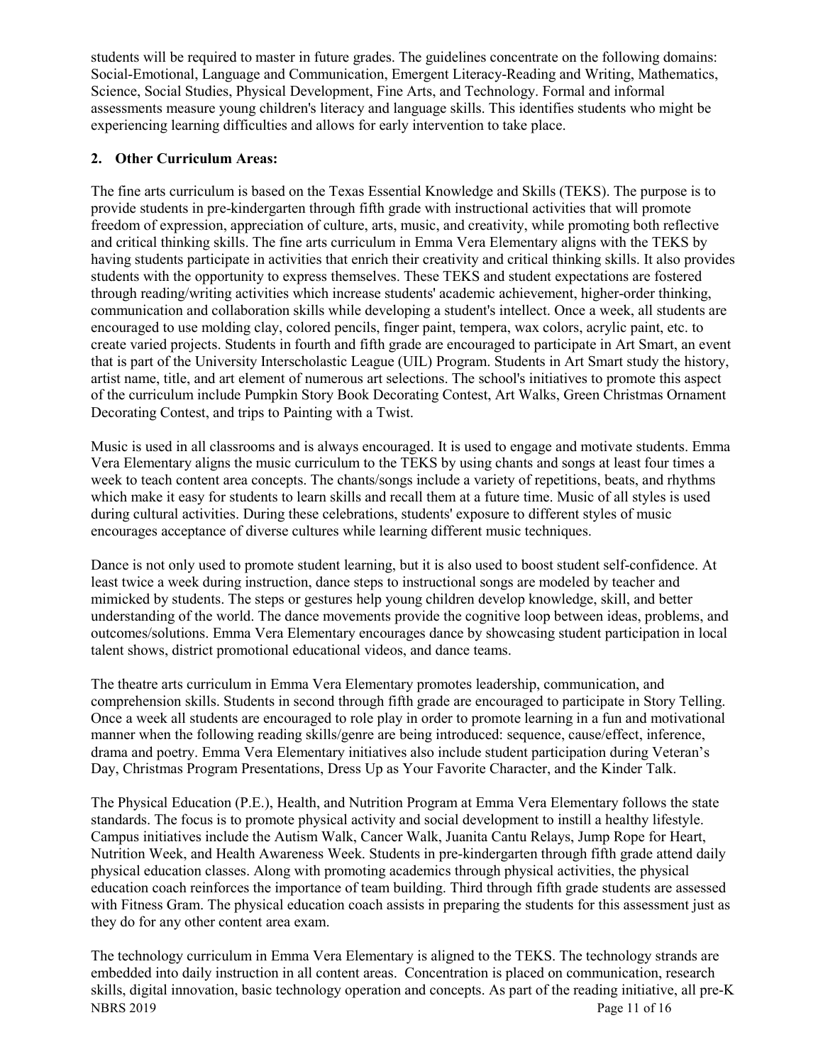students will be required to master in future grades. The guidelines concentrate on the following domains: Social-Emotional, Language and Communication, Emergent Literacy-Reading and Writing, Mathematics, Science, Social Studies, Physical Development, Fine Arts, and Technology. Formal and informal assessments measure young children's literacy and language skills. This identifies students who might be experiencing learning difficulties and allows for early intervention to take place.

**2. Other Curriculum Areas:**

The fine arts curriculum is based on the Texas Essential Knowledge and Skills (TEKS). The purpose is to provide students in pre-kindergarten through fifth grade with instructional activities that will promote freedom of expression, appreciation of culture, arts, music, and creativity, while promoting both reflective and critical thinking skills. The fine arts curriculum in Emma Vera Elementary aligns with the TEKS by having students participate in activities that enrich their creativity and critical thinking skills. It also provides students with the opportunity to express themselves. These TEKS and student expectations are fostered through reading/writing activities which increase students' academic achievement, higher-order thinking, communication and collaboration skills while developing a student's intellect. Once a week, all students are encouraged to use molding clay, colored pencils, finger paint, tempera, wax colors, acrylic paint, etc. to create varied projects. Students in fourth and fifth grade are encouraged to participate in Art Smart, an event that is part of the University Interscholastic League (UIL) Program. Students in Art Smart study the history, artist name, title, and art element of numerous art selections. The school's initiatives to promote this aspect of the curriculum include Pumpkin Story Book Decorating Contest, Art Walks, Green Christmas Ornament Decorating Contest, and trips to Painting with a Twist.

Music is used in all classrooms and is always encouraged. It is used to engage and motivate students. Emma Vera Elementary aligns the music curriculum to the TEKS by using chants and songs at least four times a week to teach content area concepts. The chants/songs include a variety of repetitions, beats, and rhythms which make it easy for students to learn skills and recall them at a future time. Music of all styles is used during cultural activities. During these celebrations, students' exposure to different styles of music encourages acceptance of diverse cultures while learning different music techniques.

Dance is not only used to promote student learning, but it is also used to boost student self-confidence. At least twice a week during instruction, dance steps to instructional songs are modeled by teacher and mimicked by students. The steps or gestures help young children develop knowledge, skill, and better understanding of the world. The dance movements provide the cognitive loop between ideas, problems, and outcomes/solutions. Emma Vera Elementary encourages dance by showcasing student participation in local talent shows, district promotional educational videos, and dance teams.

The theatre arts curriculum in Emma Vera Elementary promotes leadership, communication, and comprehension skills. Students in second through fifth grade are encouraged to participate in Story Telling. Once a week all students are encouraged to role play in order to promote learning in a fun and motivational manner when the following reading skills/genre are being introduced: sequence, cause/effect, inference, drama and poetry. Emma Vera Elementary initiatives also include student participation during Veteran's Day, Christmas Program Presentations, Dress Up as Your Favorite Character, and the Kinder Talk.

The Physical Education (P.E.), Health, and Nutrition Program at Emma Vera Elementary follows the state standards. The focus is to promote physical activity and social development to instill a healthy lifestyle. Campus initiatives include the Autism Walk, Cancer Walk, Juanita Cantu Relays, Jump Rope for Heart, Nutrition Week, and Health Awareness Week. Students in pre-kindergarten through fifth grade attend daily physical education classes. Along with promoting academics through physical activities, the physical education coach reinforces the importance of team building. Third through fifth grade students are assessed with Fitness Gram. The physical education coach assists in preparing the students for this assessment just as they do for any other content area exam.

The technology curriculum in Emma Vera Elementary is aligned to the TEKS. The technology strands are embedded into daily instruction in all content areas. Concentration is placed on communication, research skills, digital innovation, basic technology operation and concepts. As part of the reading initiative, all pre-K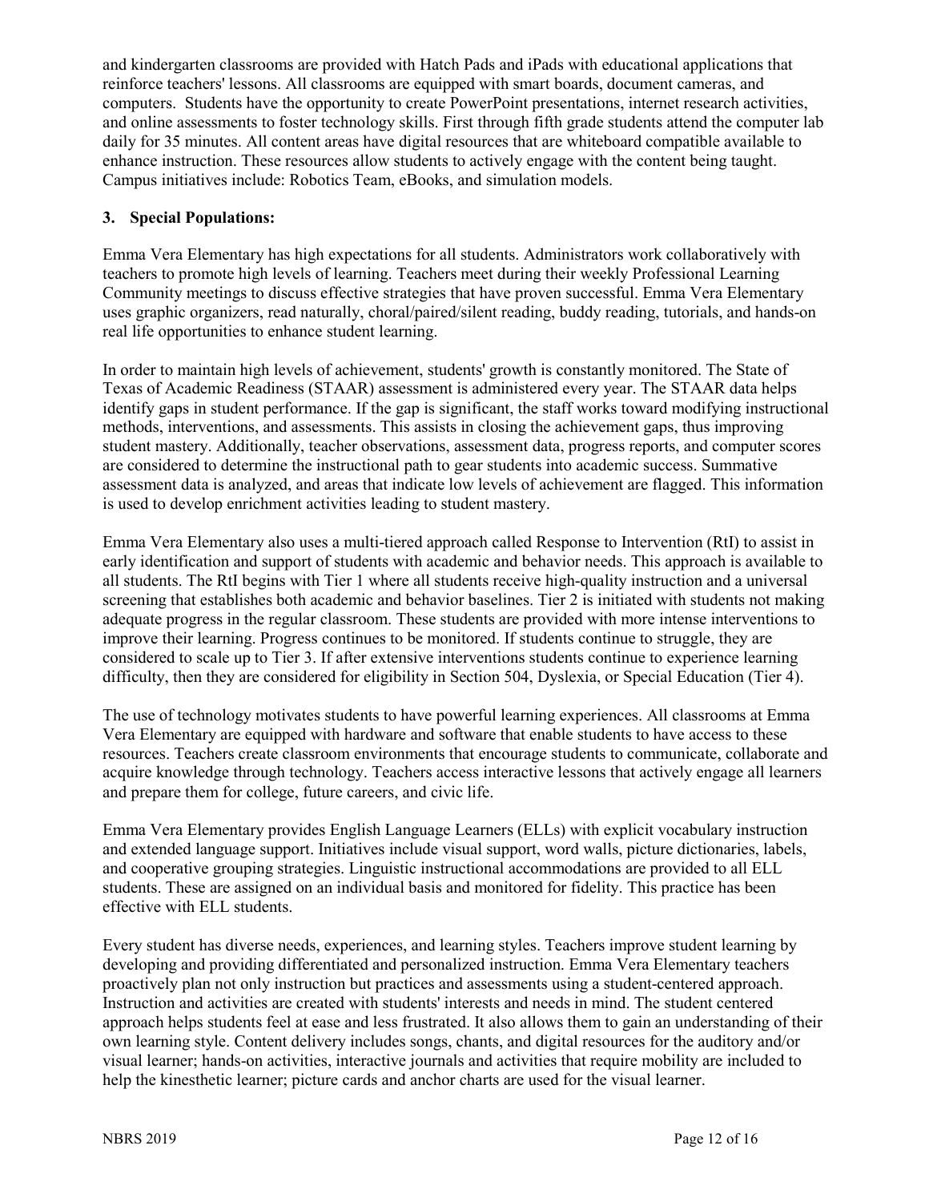and kindergarten classrooms are provided with Hatch Pads and iPads with educational applications that reinforce teachers' lessons. All classrooms are equipped with smart boards, document cameras, and computers. Students have the opportunity to create PowerPoint presentations, internet research activities, and online assessments to foster technology skills. First through fifth grade students attend the computer lab daily for 35 minutes. All content areas have digital resources that are whiteboard compatible available to enhance instruction. These resources allow students to actively engage with the content being taught. Campus initiatives include: Robotics Team, eBooks, and simulation models.

**3. Special Populations:**

Emma Vera Elementary has high expectations for all students. Administrators work collaboratively with teachers to promote high levels of learning. Teachers meet during their weekly Professional Learning Community meetings to discuss effective strategies that have proven successful. Emma Vera Elementary uses graphic organizers, read naturally, choral/paired/silent reading, buddy reading, tutorials, and hands-on real life opportunities to enhance student learning.

In order to maintain high levels of achievement, students' growth is constantly monitored. The State of Texas of Academic Readiness (STAAR) assessment is administered every year. The STAAR data helps identify gaps in student performance. If the gap is significant, the staff works toward modifying instructional methods, interventions, and assessments. This assists in closing the achievement gaps, thus improving student mastery. Additionally, teacher observations, assessment data, progress reports, and computer scores are considered to determine the instructional path to gear students into academic success. Summative assessment data is analyzed, and areas that indicate low levels of achievement are flagged. This information is used to develop enrichment activities leading to student mastery.

Emma Vera Elementary also uses a multi-tiered approach called Response to Intervention (RtI) to assist in early identification and support of students with academic and behavior needs. This approach is available to all students. The RtI begins with Tier 1 where all students receive high-quality instruction and a universal screening that establishes both academic and behavior baselines. Tier 2 is initiated with students not making adequate progress in the regular classroom. These students are provided with more intense interventions to improve their learning. Progress continues to be monitored. If students continue to struggle, they are considered to scale up to Tier 3. If after extensive interventions students continue to experience learning difficulty, then they are considered for eligibility in Section 504, Dyslexia, or Special Education (Tier 4).

The use of technology motivates students to have powerful learning experiences. All classrooms at Emma Vera Elementary are equipped with hardware and software that enable students to have access to these resources. Teachers create classroom environments that encourage students to communicate, collaborate and acquire knowledge through technology. Teachers access interactive lessons that actively engage all learners and prepare them for college, future careers, and civic life.

Emma Vera Elementary provides English Language Learners (ELLs) with explicit vocabulary instruction and extended language support. Initiatives include visual support, word walls, picture dictionaries, labels, and cooperative grouping strategies. Linguistic instructional accommodations are provided to all ELL students. These are assigned on an individual basis and monitored for fidelity. This practice has been effective with ELL students.

Every student has diverse needs, experiences, and learning styles. Teachers improve student learning by developing and providing differentiated and personalized instruction. Emma Vera Elementary teachers proactively plan not only instruction but practices and assessments using a student-centered approach. Instruction and activities are created with students' interests and needs in mind. The student centered approach helps students feel at ease and less frustrated. It also allows them to gain an understanding of their own learning style. Content delivery includes songs, chants, and digital resources for the auditory and/or visual learner; hands-on activities, interactive journals and activities that require mobility are included to help the kinesthetic learner; picture cards and anchor charts are used for the visual learner.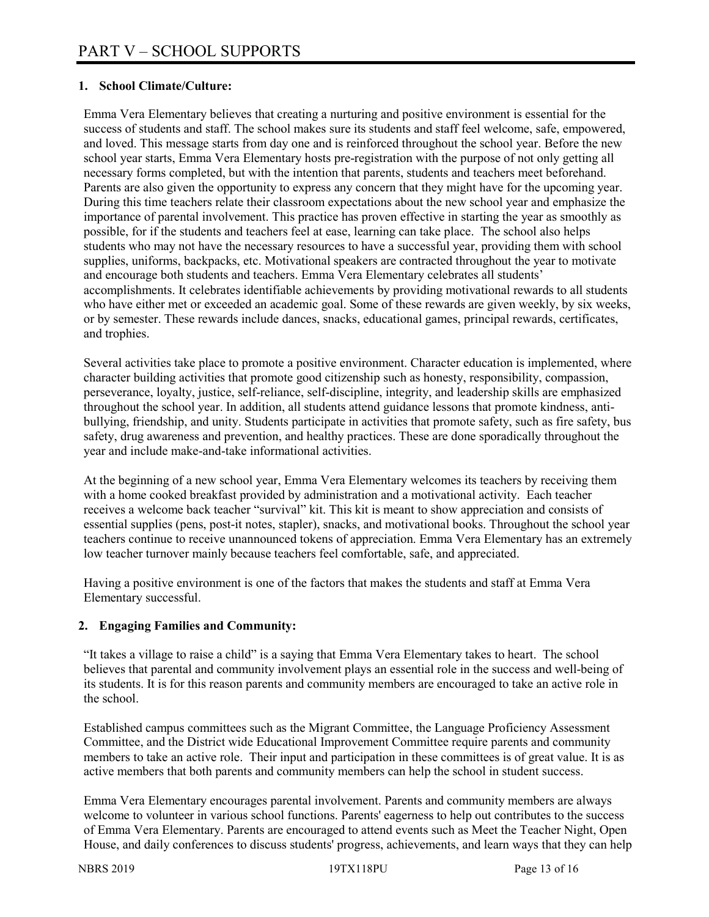# PART V – SCHOOL SUPPORTS

## 1. School Climate/Culture:

Emma Vera Elementary believes that creating a nurturing and positive environment is essential for the success of students and staff. The school makes sure its students and staff feel welcome, safe, empowered, and loved. This message starts from day one and is reinforced throughout the school year. Before the new school year starts, Emma Vera Elementary hosts pre-registration with the purpose of not only getting all necessary forms completed, but with the intention that parents, students and teachers meet beforehand. Parents are also given the opportunity to express any concern that they might have for the upcoming year. During this time teachers relate their classroom expectations about the new school year and emphasize the importance of parental involvement. This practice has proven effective in starting the year as smoothly as possible, for if the students and teachers feel at ease, learning can take place. The school also helps students who may not have the necessary resources to have a successful year, providing them with school supplies, uniforms, backpacks, etc. Motivational speakers are contracted throughout the year to motivate and encourage both students and teachers. Emma Vera Elementary celebrates all students' accomplishments. It celebrates identifiable achievements by providing motivational rewards to all students who have either met or exceeded an academic goal. Some of these rewards are given weekly, by six weeks, or by semester. These rewards include dances, snacks, educational games, principal rewards, certificates, and trophies.

Several activities take place to promote a positive environment. Character education is implemented, where character building activities that promote good citizenship such as honesty, responsibility, compassion, perseverance, loyalty, justice, self-reliance, self-discipline, integrity, and leadership skills are emphasized throughout the school year. In addition, all students attend guidance lessons that promote kindness, anti-bullying, friendship, and unity. Students participate in activities that promote safety, such as fire safety, bus safety, drug awareness and prevention, and healthy practices. These are done sporadically throughout the year and include make-and-take informational activities.

At the beginning of a new school year, Emma Vera Elementary welcomes its teachers by receiving them with a home cooked breakfast provided by administration and a motivational activity. Each teacher receives a welcome back teacher "survival" kit. This kit is meant to show appreciation and consists of essential supplies (pens, post-it notes, stapler), snacks, and motivational books. Throughout the school year teachers continue to receive unannounced tokens of appreciation. Emma Vera Elementary has an extremely low teacher turnover mainly because teachers feel comfortable, safe, and appreciated.

Having a positive environment is one of the factors that makes the students and staff at Emma Vera Elementary successful.

## 2. Engaging Families and Community:

"It takes a village to raise a child" is a saying that Emma Vera Elementary takes to heart. The school believes that parental and community involvement plays an essential role in the success and well-being of its students. It is for this reason parents and community members are encouraged to take an active role in the school.

Established campus committees such as the Migrant Committee, the Language Proficiency Assessment Committee, and the District wide Educational Improvement Committee require parents and community members to take an active role. Their input and participation in these committees is of great value. It is as active members that both parents and community members can help the school in student success.

Emma Vera Elementary encourages parental involvement. Parents and community members are always welcome to volunteer in various school functions. Parents' eagerness to help out contributes to the success of Emma Vera Elementary. Parents are encouraged to attend events such as Meet the Teacher Night, Open House, and daily conferences to discuss students' progress, achievements, and learn ways that they can help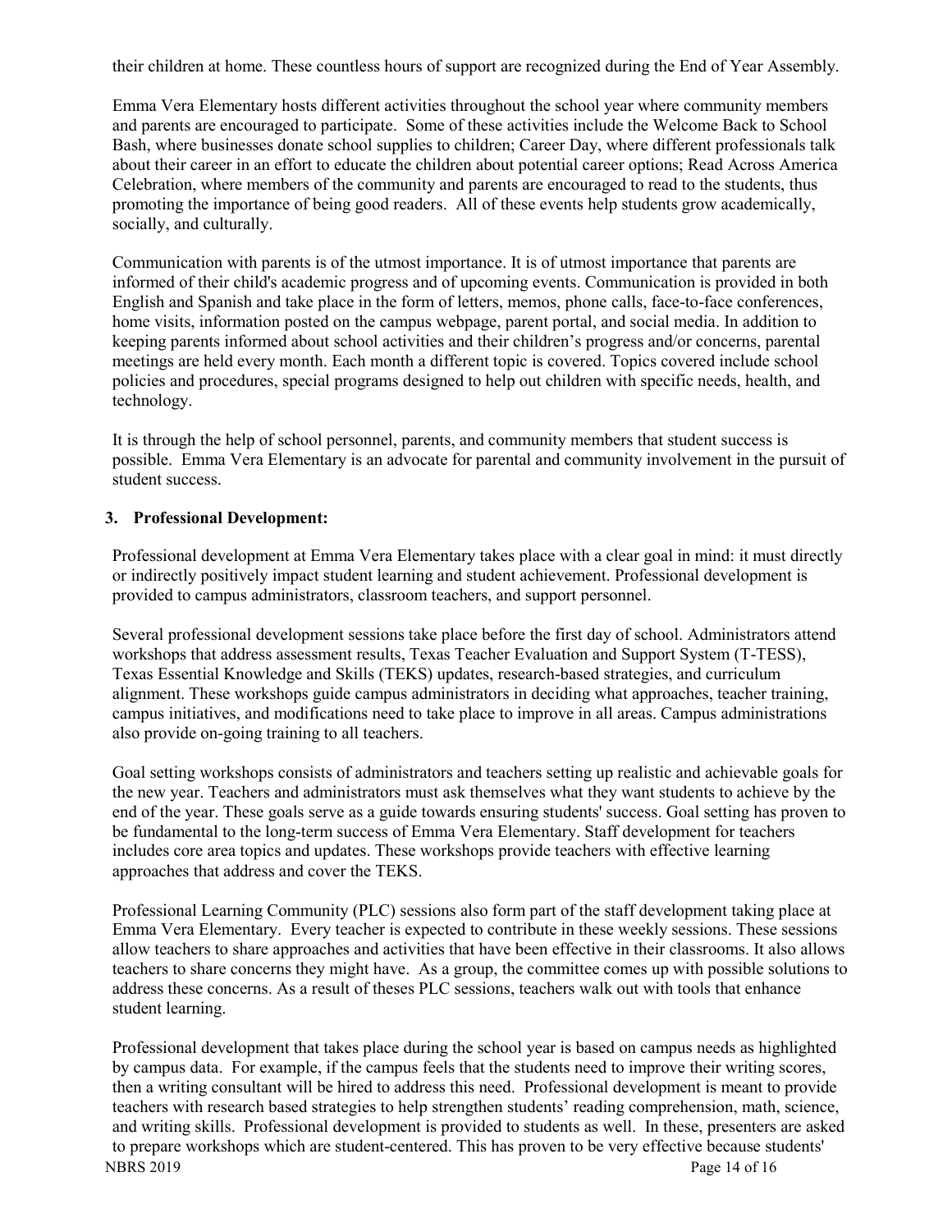their children at home. These countless hours of support are recognized during the End of Year Assembly.

Emma Vera Elementary hosts different activities throughout the school year where community members and parents are encouraged to participate. Some of these activities include the Welcome Back to School Bash, where businesses donate school supplies to children; Career Day, where different professionals talk about their career in an effort to educate the children about potential career options; Read Across America Celebration, where members of the community and parents are encouraged to read to the students, thus promoting the importance of being good readers. All of these events help students grow academically, socially, and culturally.

Communication with parents is of the utmost importance. It is of utmost importance that parents are informed of their child's academic progress and of upcoming events. Communication is provided in both English and Spanish and take place in the form of letters, memos, phone calls, face-to-face conferences, home visits, information posted on the campus webpage, parent portal, and social media. In addition to keeping parents informed about school activities and their children's progress and/or concerns, parental meetings are held every month. Each month a different topic is covered. Topics covered include school policies and procedures, special programs designed to help out children with specific needs, health, and technology.

It is through the help of school personnel, parents, and community members that student success is possible. Emma Vera Elementary is an advocate for parental and community involvement in the pursuit of student success.

**3. Professional Development:**

Professional development at Emma Vera Elementary takes place with a clear goal in mind: it must directly or indirectly positively impact student learning and student achievement. Professional development is provided to campus administrators, classroom teachers, and support personnel.

Several professional development sessions take place before the first day of school. Administrators attend workshops that address assessment results, Texas Teacher Evaluation and Support System (T-TESS), Texas Essential Knowledge and Skills (TEKS) updates, research-based strategies, and curriculum alignment. These workshops guide campus administrators in deciding what approaches, teacher training, campus initiatives, and modifications need to take place to improve in all areas. Campus administrations also provide on-going training to all teachers.

Goal setting workshops consists of administrators and teachers setting up realistic and achievable goals for the new year. Teachers and administrators must ask themselves what they want students to achieve by the end of the year. These goals serve as a guide towards ensuring students' success. Goal setting has proven to be fundamental to the long-term success of Emma Vera Elementary. Staff development for teachers includes core area topics and updates. These workshops provide teachers with effective learning approaches that address and cover the TEKS.

Professional Learning Community (PLC) sessions also form part of the staff development taking place at Emma Vera Elementary. Every teacher is expected to contribute in these weekly sessions. These sessions allow teachers to share approaches and activities that have been effective in their classrooms. It also allows teachers to share concerns they might have. As a group, the committee comes up with possible solutions to address these concerns. As a result of theses PLC sessions, teachers walk out with tools that enhance student learning.

Professional development that takes place during the school year is based on campus needs as highlighted by campus data. For example, if the campus feels that the students need to improve their writing scores, then a writing consultant will be hired to address this need. Professional development is meant to provide teachers with research based strategies to help strengthen students' reading comprehension, math, science, and writing skills. Professional development is provided to students as well. In these, presenters are asked to prepare workshops which are student-centered. This has proven to be very effective because students'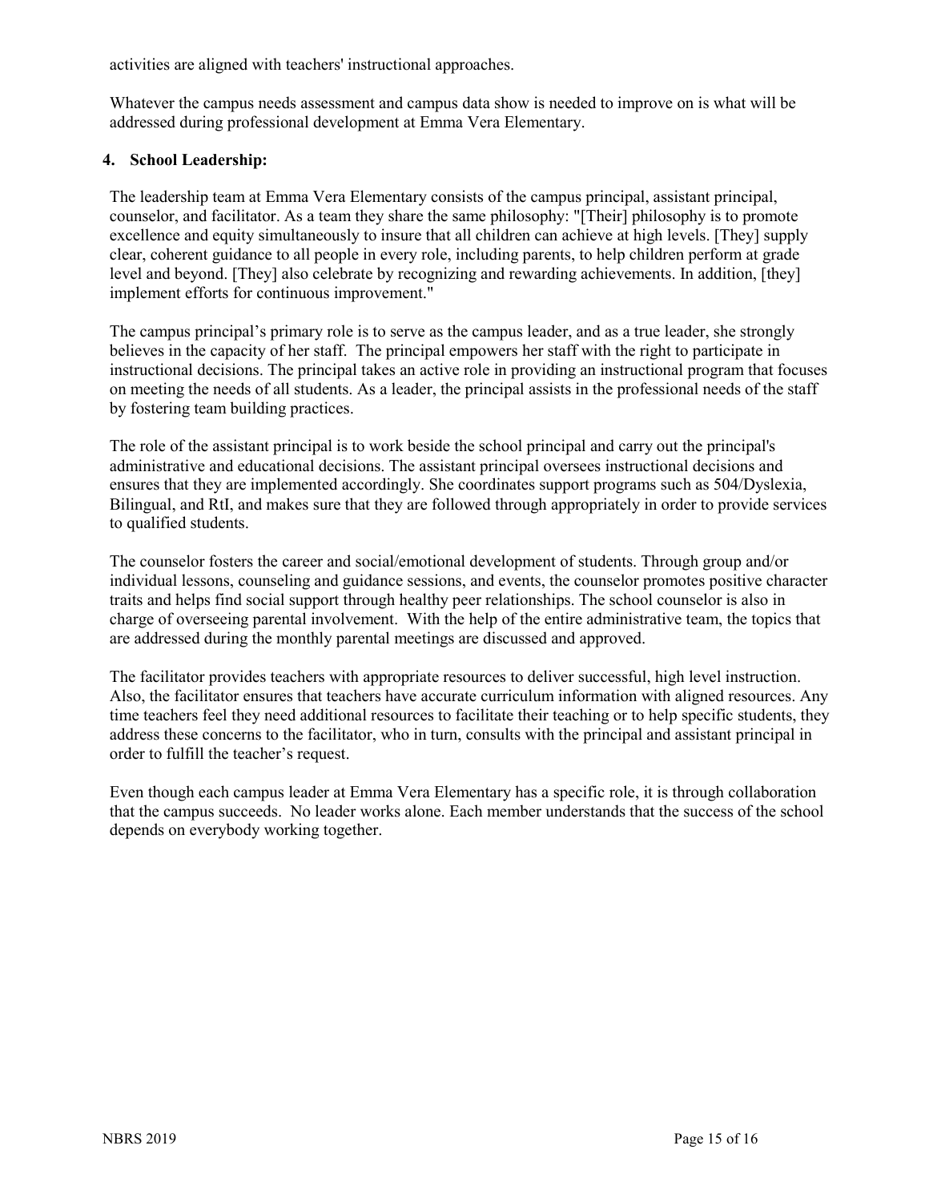activities are aligned with teachers' instructional approaches.

Whatever the campus needs assessment and campus data show is needed to improve on is what will be addressed during professional development at Emma Vera Elementary.

**4. School Leadership:**

The leadership team at Emma Vera Elementary consists of the campus principal, assistant principal, counselor, and facilitator. As a team they share the same philosophy: "[Their] philosophy is to promote excellence and equity simultaneously to insure that all children can achieve at high levels. [They] supply clear, coherent guidance to all people in every role, including parents, to help children perform at grade level and beyond. [They] also celebrate by recognizing and rewarding achievements. In addition, [they] implement efforts for continuous improvement."

The campus principal's primary role is to serve as the campus leader, and as a true leader, she strongly believes in the capacity of her staff. The principal empowers her staff with the right to participate in instructional decisions. The principal takes an active role in providing an instructional program that focuses on meeting the needs of all students. As a leader, the principal assists in the professional needs of the staff by fostering team building practices.

The role of the assistant principal is to work beside the school principal and carry out the principal's administrative and educational decisions. The assistant principal oversees instructional decisions and ensures that they are implemented accordingly. She coordinates support programs such as 504/Dyslexia, Bilingual, and RtI, and makes sure that they are followed through appropriately in order to provide services to qualified students.

The counselor fosters the career and social/emotional development of students. Through group and/or individual lessons, counseling and guidance sessions, and events, the counselor promotes positive character traits and helps find social support through healthy peer relationships. The school counselor is also in charge of overseeing parental involvement. With the help of the entire administrative team, the topics that are addressed during the monthly parental meetings are discussed and approved.

The facilitator provides teachers with appropriate resources to deliver successful, high level instruction. Also, the facilitator ensures that teachers have accurate curriculum information with aligned resources. Any time teachers feel they need additional resources to facilitate their teaching or to help specific students, they address these concerns to the facilitator, who in turn, consults with the principal and assistant principal in order to fulfill the teacher's request.

Even though each campus leader at Emma Vera Elementary has a specific role, it is through collaboration that the campus succeeds. No leader works alone. Each member understands that the success of the school depends on everybody working together.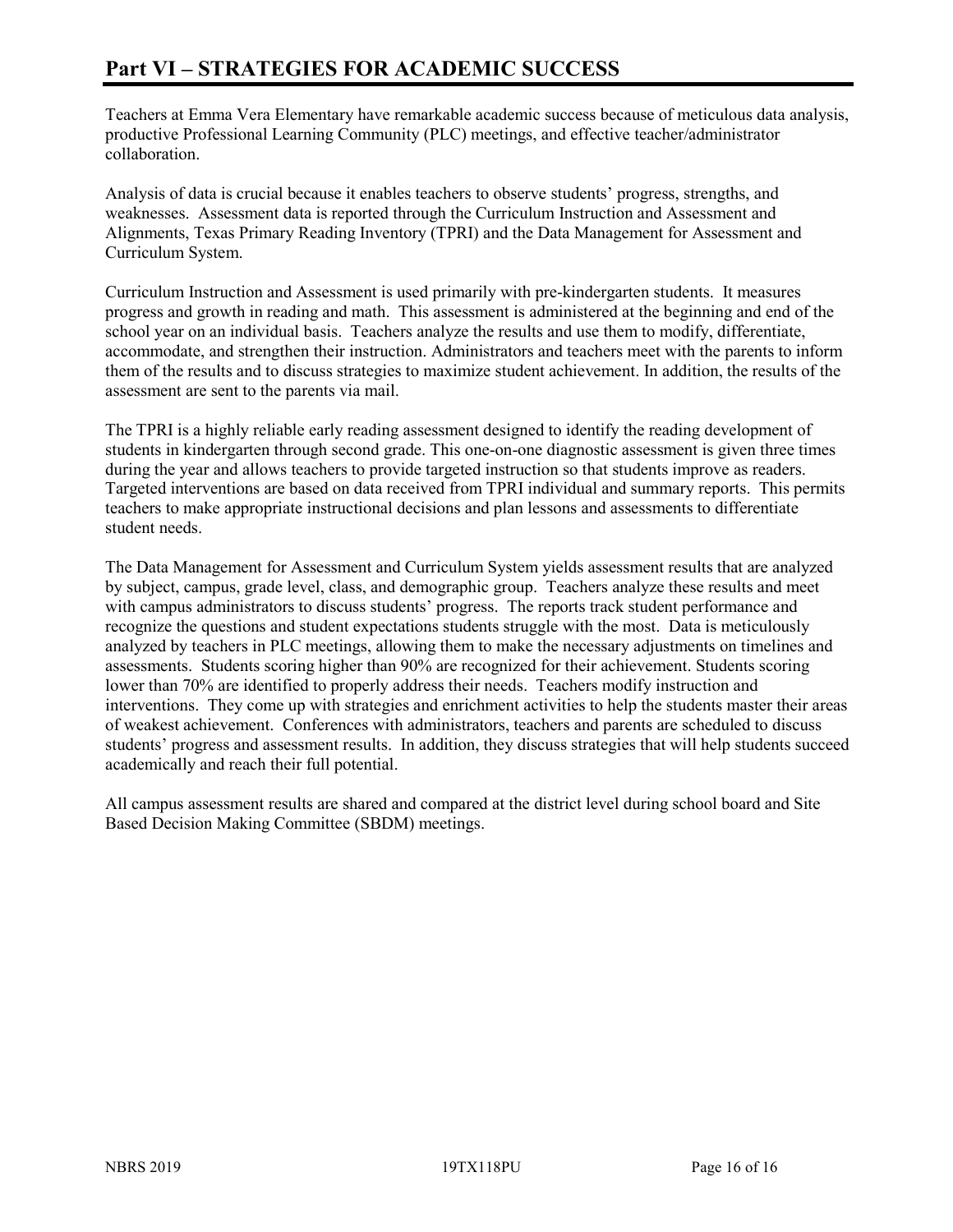# Part VI – STRATEGIES FOR ACADEMIC SUCCESS

Teachers at Emma Vera Elementary have remarkable academic success because of meticulous data analysis, productive Professional Learning Community (PLC) meetings, and effective teacher/administrator collaboration.

Analysis of data is crucial because it enables teachers to observe students' progress, strengths, and weaknesses. Assessment data is reported through the Curriculum Instruction and Assessment and Alignments, Texas Primary Reading Inventory (TPRI) and the Data Management for Assessment and Curriculum System.

Curriculum Instruction and Assessment is used primarily with pre-kindergarten students. It measures progress and growth in reading and math. This assessment is administered at the beginning and end of the school year on an individual basis. Teachers analyze the results and use them to modify, differentiate, accommodate, and strengthen their instruction. Administrators and teachers meet with the parents to inform them of the results and to discuss strategies to maximize student achievement. In addition, the results of the assessment are sent to the parents via mail.

The TPRI is a highly reliable early reading assessment designed to identify the reading development of students in kindergarten through second grade. This one-on-one diagnostic assessment is given three times during the year and allows teachers to provide targeted instruction so that students improve as readers. Targeted interventions are based on data received from TPRI individual and summary reports. This permits teachers to make appropriate instructional decisions and plan lessons and assessments to differentiate student needs.

The Data Management for Assessment and Curriculum System yields assessment results that are analyzed by subject, campus, grade level, class, and demographic group. Teachers analyze these results and meet with campus administrators to discuss students' progress. The reports track student performance and recognize the questions and student expectations students struggle with the most. Data is meticulously analyzed by teachers in PLC meetings, allowing them to make the necessary adjustments on timelines and assessments. Students scoring higher than 90% are recognized for their achievement. Students scoring lower than 70% are identified to properly address their needs. Teachers modify instruction and interventions. They come up with strategies and enrichment activities to help the students master their areas of weakest achievement. Conferences with administrators, teachers and parents are scheduled to discuss students' progress and assessment results. In addition, they discuss strategies that will help students succeed academically and reach their full potential.

All campus assessment results are shared and compared at the district level during school board and Site Based Decision Making Committee (SBDM) meetings.